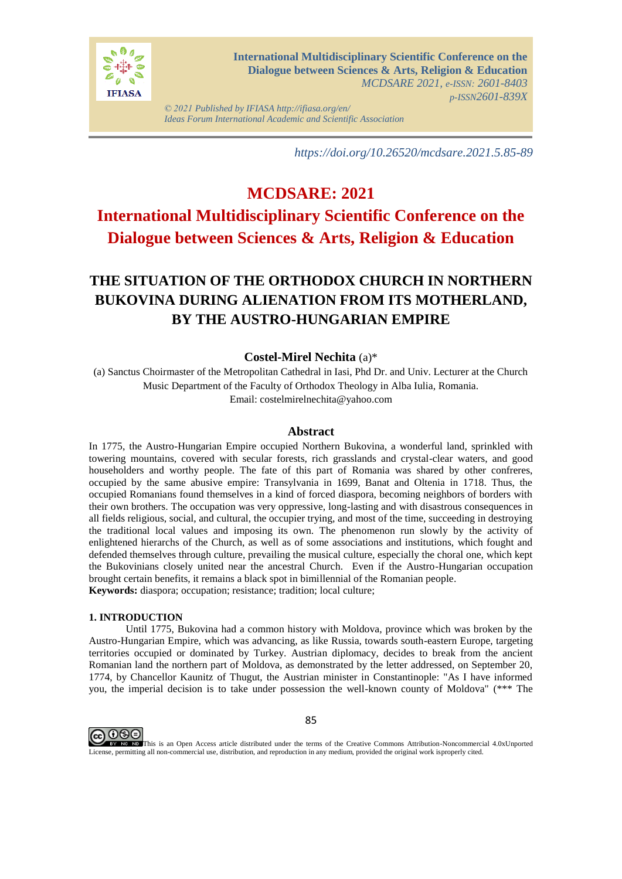https://doi.org/10.26520/mcdsare.2021.5.85-89

# MCDSARE: 2021

# International Multidisciplinary Scientific Conference on the Dialogue between Sciences & Arts, Religion & Education

## THE SITUATION OF THE ORTHODOX CHURCH IN NORTHERN BUKOVINA DURING ALIENATION FROM ITS MOTHERLAND, BY THE AUSTRO-HUNGARIAN EMPIRE

**Costel-Mirel Nechita** (a)*

(a) Sanctus Choirmaster of the Metropolitan Cathedral in Iasi, Phd Dr. and Univ. Lecturer at the Church Music Department of the Faculty of Orthodox Theology in Alba Iulia, Romania.
Email: costelmirelnechita@yahoo.com

### Abstract

In 1775, the Austro-Hungarian Empire occupied Northern Bukovina, a wonderful land, sprinkled with towering mountains, covered with secular forests, rich grasslands and crystal-clear waters, and good householders and worthy people. The fate of this part of Romania was shared by other confreres, occupied by the same abusive empire: Transylvania in 1699, Banat and Oltenia in 1718. Thus, the occupied Romanians found themselves in a kind of forced diaspora, becoming neighbors of borders with their own brothers. The occupation was very oppressive, long-lasting and with disastrous consequences in all fields religious, social, and cultural, the occupier trying, and most of the time, succeeding in destroying the traditional local values and imposing its own. The phenomenon run slowly by the activity of enlightened hierarchs of the Church, as well as of some associations and institutions, which fought and defended themselves through culture, prevailing the musical culture, especially the choral one, which kept the Bukovinians closely united near the ancestral Church. Even if the Austro-Hungarian occupation brought certain benefits, it remains a black spot in bimillennial of the Romanian people.

**Keywords:** diaspora; occupation; resistance; tradition; local culture;

### 1. INTRODUCTION

Until 1775, Bukovina had a common history with Moldova, province which was broken by the Austro-Hungarian Empire, which was advancing, as like Russia, towards south-eastern Europe, targeting territories occupied or dominated by Turkey. Austrian diplomacy, decides to break from the ancient Romanian land the northern part of Moldova, as demonstrated by the letter addressed, on September 20, 1774, by Chancellor Kaunitz of Thugut, the Austrian minister in Constantinople: "As I have informed you, the imperial decision is to take under possession the well-known county of Moldova" (*** The

This is an Open Access article distributed under the terms of the Creative Commons Attribution-Noncommercial 4.0xUnported License, permitting all non-commercial use, distribution, and reproduction in any medium, provided the original work isproperly cited.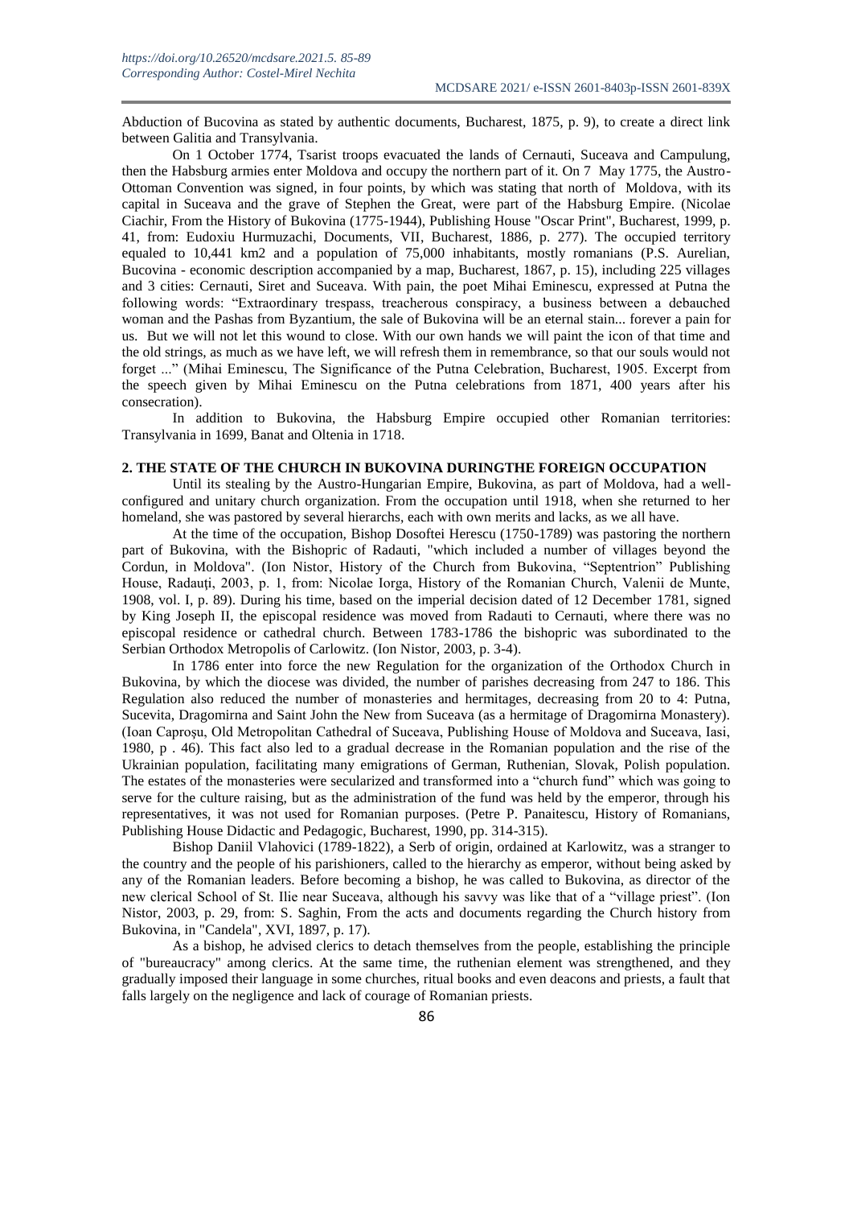Abduction of Bucovina as stated by authentic documents, Bucharest, 1875, p. 9), to create a direct link between Galitia and Transylvania.

On 1 October 1774, Tsarist troops evacuated the lands of Cernauti, Suceava and Campulung, then the Habsburg armies enter Moldova and occupy the northern part of it. On 7 May 1775, the Austro-Ottoman Convention was signed, in four points, by which was stating that north of Moldova, with its capital in Suceava and the grave of Stephen the Great, were part of the Habsburg Empire. (Nicolae Ciachir, From the History of Bukovina (1775-1944), Publishing House "Oscar Print", Bucharest, 1999, p. 41, from: Eudoxiu Hurmuzachi, Documents, VII, Bucharest, 1886, p. 277). The occupied territory equaled to 10,441 km2 and a population of 75,000 inhabitants, mostly romanians (P.S. Aurelian, Bucovina - economic description accompanied by a map, Bucharest, 1867, p. 15), including 225 villages and 3 cities: Cernauti, Siret and Suceava. With pain, the poet Mihai Eminescu, expressed at Putna the following words: "Extraordinary trespass, treacherous conspiracy, a business between a debauched woman and the Pashas from Byzantium, the sale of Bukovina will be an eternal stain... forever a pain for us. But we will not let this wound to close. With our own hands we will paint the icon of that time and the old strings, as much as we have left, we will refresh them in remembrance, so that our souls would not forget ..." (Mihai Eminescu, The Significance of the Putna Celebration, Bucharest, 1905. Excerpt from the speech given by Mihai Eminescu on the Putna celebrations from 1871, 400 years after his consecration).

In addition to Bukovina, the Habsburg Empire occupied other Romanian territories: Transylvania in 1699, Banat and Oltenia in 1718.

## 2. THE STATE OF THE CHURCH IN BUKOVINA DURINGTHE FOREIGN OCCUPATION

Until its stealing by the Austro-Hungarian Empire, Bukovina, as part of Moldova, had a well-configured and unitary church organization. From the occupation until 1918, when she returned to her homeland, she was pastored by several hierarchs, each with own merits and lacks, as we all have.

At the time of the occupation, Bishop Dosoftei Herescu (1750-1789) was pastoring the northern part of Bukovina, with the Bishopric of Radauti, "which included a number of villages beyond the Cordun, in Moldova". (Ion Nistor, History of the Church from Bukovina, "Septentrion" Publishing House, Radauţi, 2003, p. 1, from: Nicolae Iorga, History of the Romanian Church, Valenii de Munte, 1908, vol. I, p. 89). During his time, based on the imperial decision dated of 12 December 1781, signed by King Joseph II, the episcopal residence was moved from Radauti to Cernauti, where there was no episcopal residence or cathedral church. Between 1783-1786 the bishopric was subordinated to the Serbian Orthodox Metropolis of Carlowitz. (Ion Nistor, 2003, p. 3-4).

In 1786 enter into force the new Regulation for the organization of the Orthodox Church in Bukovina, by which the diocese was divided, the number of parishes decreasing from 247 to 186. This Regulation also reduced the number of monasteries and hermitages, decreasing from 20 to 4: Putna, Sucevita, Dragomirna and Saint John the New from Suceava (as a hermitage of Dragomirna Monastery). (Ioan Caproşu, Old Metropolitan Cathedral of Suceava, Publishing House of Moldova and Suceava, Iasi, 1980, p . 46). This fact also led to a gradual decrease in the Romanian population and the rise of the Ukrainian population, facilitating many emigrations of German, Ruthenian, Slovak, Polish population. The estates of the monasteries were secularized and transformed into a "church fund" which was going to serve for the culture raising, but as the administration of the fund was held by the emperor, through his representatives, it was not used for Romanian purposes. (Petre P. Panaitescu, History of Romanians, Publishing House Didactic and Pedagogic, Bucharest, 1990, pp. 314-315).

Bishop Daniil Vlahovici (1789-1822), a Serb of origin, ordained at Karlowitz, was a stranger to the country and the people of his parishioners, called to the hierarchy as emperor, without being asked by any of the Romanian leaders. Before becoming a bishop, he was called to Bukovina, as director of the new clerical School of St. Ilie near Suceava, although his savvy was like that of a "village priest". (Ion Nistor, 2003, p. 29, from: S. Saghin, From the acts and documents regarding the Church history from Bukovina, in "Candela", XVI, 1897, p. 17).

As a bishop, he advised clerics to detach themselves from the people, establishing the principle of "bureaucracy" among clerics. At the same time, the ruthenian element was strengthened, and they gradually imposed their language in some churches, ritual books and even deacons and priests, a fault that falls largely on the negligence and lack of courage of Romanian priests.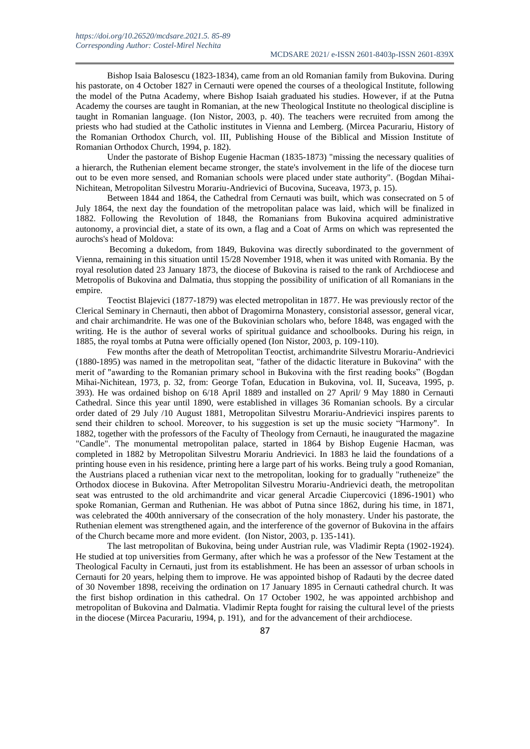Bishop Isaia Balosescu (1823-1834), came from an old Romanian family from Bukovina. During his pastorate, on 4 October 1827 in Cernauti were opened the courses of a theological Institute, following the model of the Putna Academy, where Bishop Isaiah graduated his studies. However, if at the Putna Academy the courses are taught in Romanian, at the new Theological Institute no theological discipline is taught in Romanian language. (Ion Nistor, 2003, p. 40). The teachers were recruited from among the priests who had studied at the Catholic institutes in Vienna and Lemberg. (Mircea Pacurariu, History of the Romanian Orthodox Church, vol. III, Publishing House of the Biblical and Mission Institute of Romanian Orthodox Church, 1994, p. 182).

Under the pastorate of Bishop Eugenie Hacman (1835-1873) "missing the necessary qualities of a hierarch, the Ruthenian element became stronger, the state's involvement in the life of the diocese turn out to be even more sensed, and Romanian schools were placed under state authority". (Bogdan Mihai-Nichitean, Metropolitan Silvestru Morariu-Andrievici of Bucovina, Suceava, 1973, p. 15).

Between 1844 and 1864, the Cathedral from Cernauti was built, which was consecrated on 5 of July 1864, the next day the foundation of the metropolitan palace was laid, which will be finalized in 1882. Following the Revolution of 1848, the Romanians from Bukovina acquired administrative autonomy, a provincial diet, a state of its own, a flag and a Coat of Arms on which was represented the aurochs's head of Moldova:

Becoming a dukedom, from 1849, Bukovina was directly subordinated to the government of Vienna, remaining in this situation until 15/28 November 1918, when it was united with Romania. By the royal resolution dated 23 January 1873, the diocese of Bukovina is raised to the rank of Archdiocese and Metropolis of Bukovina and Dalmatia, thus stopping the possibility of unification of all Romanians in the empire.

Teoctist Blajevici (1877-1879) was elected metropolitan in 1877. He was previously rector of the Clerical Seminary in Chernauti, then abbot of Dragomirna Monastery, consistorial assessor, general vicar, and chair archimandrite. He was one of the Bukovinian scholars who, before 1848, was engaged with the writing. He is the author of several works of spiritual guidance and schoolbooks. During his reign, in 1885, the royal tombs at Putna were officially opened (Ion Nistor, 2003, p. 109-110).

Few months after the death of Metropolitan Teoctist, archimandrite Silvestru Morariu-Andrievici (1880-1895) was named in the metropolitan seat, "father of the didactic literature in Bukovina" with the merit of "awarding to the Romanian primary school in Bukovina with the first reading books" (Bogdan Mihai-Nichitean, 1973, p. 32, from: George Tofan, Education in Bukovina, vol. II, Suceava, 1995, p. 393). He was ordained bishop on 6/18 April 1889 and installed on 27 April/ 9 May 1880 in Cernauti Cathedral. Since this year until 1890, were established in villages 36 Romanian schools. By a circular order dated of 29 July /10 August 1881, Metropolitan Silvestru Morariu-Andrievici inspires parents to send their children to school. Moreover, to his suggestion is set up the music society "Harmony". In 1882, together with the professors of the Faculty of Theology from Cernauti, he inaugurated the magazine "Candle". The monumental metropolitan palace, started in 1864 by Bishop Eugenie Hacman, was completed in 1882 by Metropolitan Silvestru Morariu Andrievici. In 1883 he laid the foundations of a printing house even in his residence, printing here a large part of his works. Being truly a good Romanian, the Austrians placed a ruthenian vicar next to the metropolitan, looking for to gradually "rutheneize" the Orthodox diocese in Bukovina. After Metropolitan Silvestru Morariu-Andrievici death, the metropolitan seat was entrusted to the old archimandrite and vicar general Arcadie Ciupercovici (1896-1901) who spoke Romanian, German and Ruthenian. He was abbot of Putna since 1862, during his time, in 1871, was celebrated the 400th anniversary of the consecration of the holy monastery. Under his pastorate, the Ruthenian element was strengthened again, and the interference of the governor of Bukovina in the affairs of the Church became more and more evident. (Ion Nistor, 2003, p. 135-141).

The last metropolitan of Bukovina, being under Austrian rule, was Vladimir Repta (1902-1924). He studied at top universities from Germany, after which he was a professor of the New Testament at the Theological Faculty in Cernauti, just from its establishment. He has been an assessor of urban schools in Cernauti for 20 years, helping them to improve. He was appointed bishop of Radauti by the decree dated of 30 November 1898, receiving the ordination on 17 January 1895 in Cernauti cathedral church. It was the first bishop ordination in this cathedral. On 17 October 1902, he was appointed archbishop and metropolitan of Bukovina and Dalmatia. Vladimir Repta fought for raising the cultural level of the priests in the diocese (Mircea Pacurariu, 1994, p. 191), and for the advancement of their archdiocese.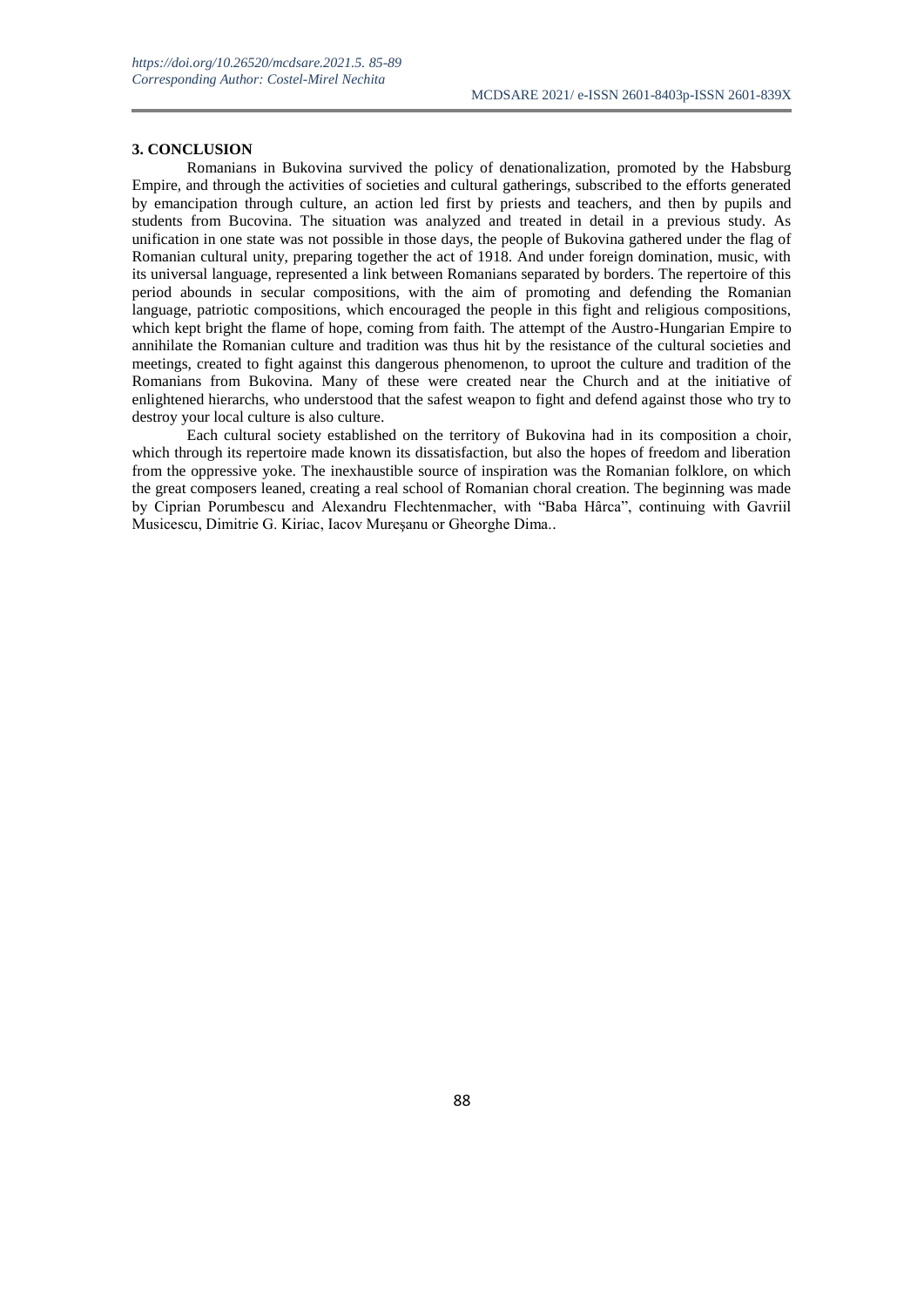### 3. CONCLUSION

Romanians in Bukovina survived the policy of denationalization, promoted by the Habsburg Empire, and through the activities of societies and cultural gatherings, subscribed to the efforts generated by emancipation through culture, an action led first by priests and teachers, and then by pupils and students from Bucovina. The situation was analyzed and treated in detail in a previous study. As unification in one state was not possible in those days, the people of Bukovina gathered under the flag of Romanian cultural unity, preparing together the act of 1918. And under foreign domination, music, with its universal language, represented a link between Romanians separated by borders. The repertoire of this period abounds in secular compositions, with the aim of promoting and defending the Romanian language, patriotic compositions, which encouraged the people in this fight and religious compositions, which kept bright the flame of hope, coming from faith. The attempt of the Austro-Hungarian Empire to annihilate the Romanian culture and tradition was thus hit by the resistance of the cultural societies and meetings, created to fight against this dangerous phenomenon, to uproot the culture and tradition of the Romanians from Bukovina. Many of these were created near the Church and at the initiative of enlightened hierarchs, who understood that the safest weapon to fight and defend against those who try to destroy your local culture is also culture.

Each cultural society established on the territory of Bukovina had in its composition a choir, which through its repertoire made known its dissatisfaction, but also the hopes of freedom and liberation from the oppressive yoke. The inexhaustible source of inspiration was the Romanian folklore, on which the great composers leaned, creating a real school of Romanian choral creation. The beginning was made by Ciprian Porumbescu and Alexandru Flechtenmacher, with "Baba Hârca", continuing with Gavriil Musicescu, Dimitrie G. Kiriac, Iacov Mureșanu or Gheorghe Dima..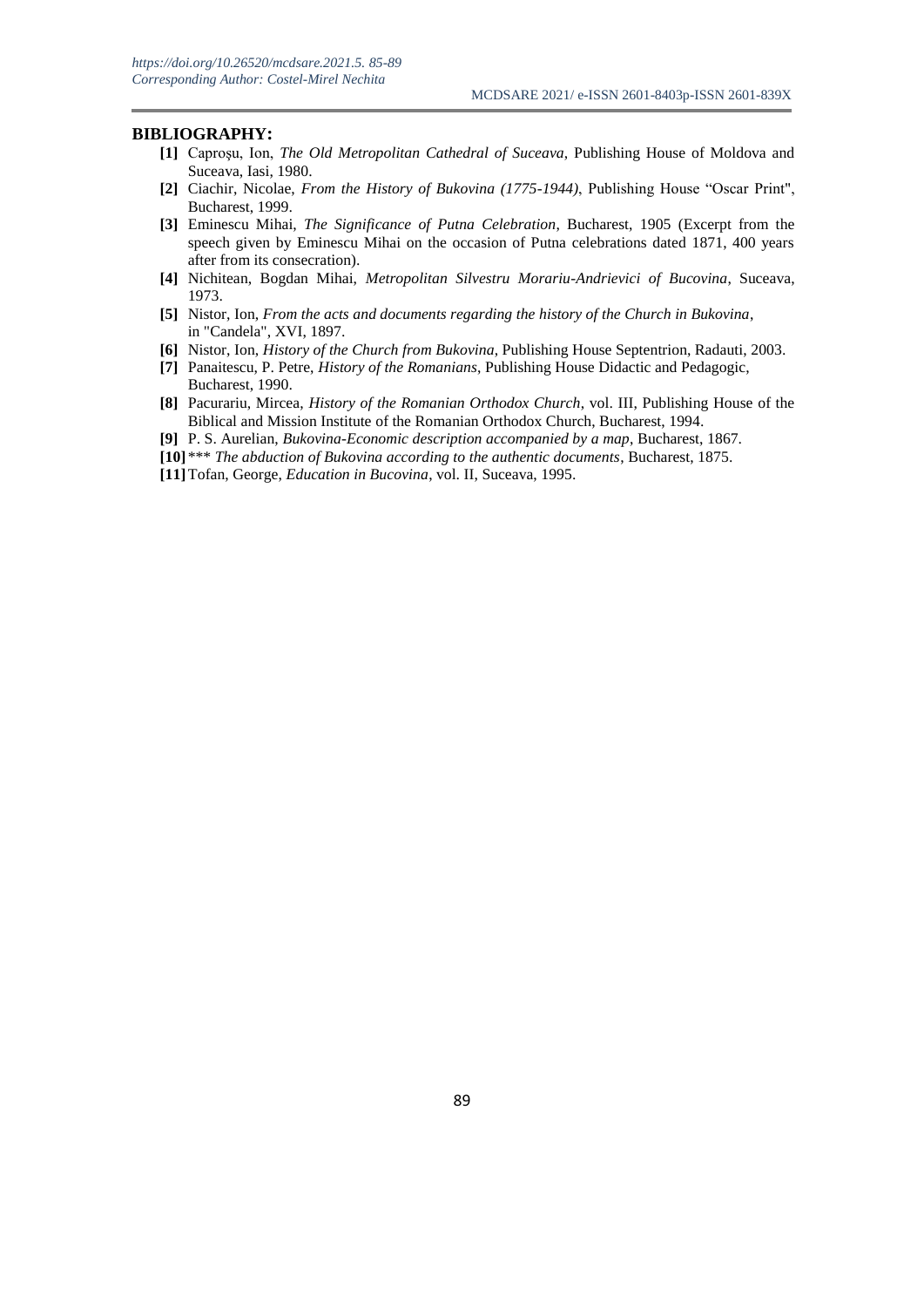## BIBLIOGRAPHY:

**[1]** Caproşu, Ion, *The Old Metropolitan Cathedral of Suceava*, Publishing House of Moldova and Suceava, Iasi, 1980.

**[2]** Ciachir, Nicolae, *From the History of Bukovina (1775-1944)*, Publishing House "Oscar Print", Bucharest, 1999.

**[3]** Eminescu Mihai, *The Significance of Putna Celebration*, Bucharest, 1905 (Excerpt from the speech given by Eminescu Mihai on the occasion of Putna celebrations dated 1871, 400 years after from its consecration).

**[4]** Nichitean, Bogdan Mihai, *Metropolitan Silvestru Morariu-Andrievici of Bucovina*, Suceava, 1973.

**[5]** Nistor, Ion, *From the acts and documents regarding the history of the Church in Bukovina*, in "Candela", XVI, 1897.

**[6]** Nistor, Ion, *History of the Church from Bukovina*, Publishing House Septentrion, Radauti, 2003.

**[7]** Panaitescu, P. Petre, *History of the Romanians*, Publishing House Didactic and Pedagogic, Bucharest, 1990.

**[8]** Pacurariu, Mircea, *History of the Romanian Orthodox Church*, vol. III, Publishing House of the Biblical and Mission Institute of the Romanian Orthodox Church, Bucharest, 1994.

**[9]** P. S. Aurelian, *Bukovina-Economic description accompanied by a map*, Bucharest, 1867.

**[10]** \*\*\* *The abduction of Bukovina according to the authentic documents*, Bucharest, 1875.

**[11]** Tofan, George, *Education in Bucovina*, vol. II, Suceava, 1995.